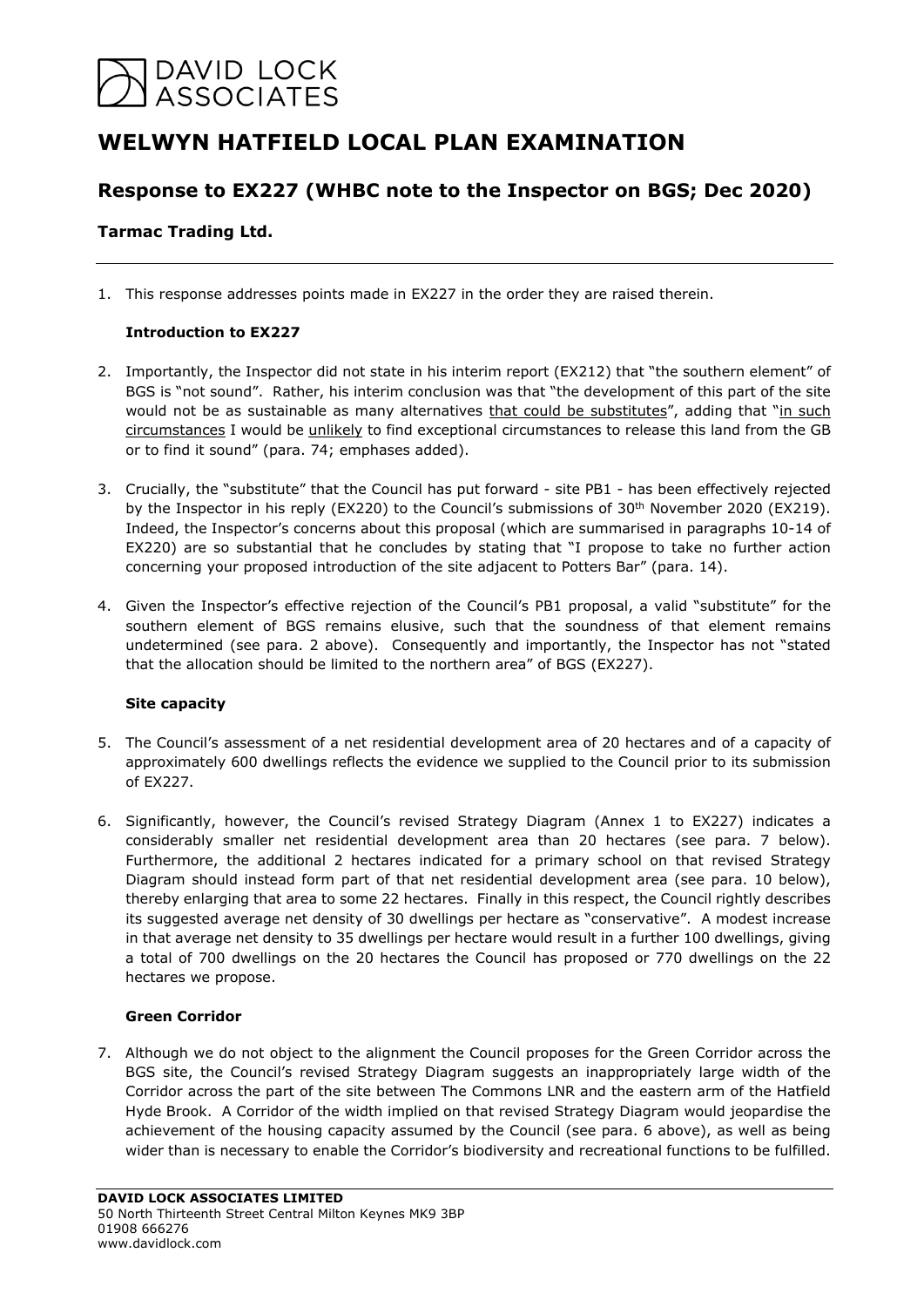DAVID LOCK ASSOCIATES

# WELWYN HATFIELD LOCAL PLAN EXAMINATION

## Response to EX227 (WHBC note to the Inspector on BGS; Dec 2020)

### Tarmac Trading Ltd.

1. This response addresses points made in EX227 in the order they are raised therein.

   **Introduction to EX227**

2. Importantly, the Inspector did not state in his interim report (EX212) that "the southern element" of BGS is "not sound". Rather, his interim conclusion was that "the development of this part of the site would not be as sustainable as many alternatives <u>that could be substitutes</u>", adding that "<u>in such circumstances</u> I would be <u>unlikely</u> to find exceptional circumstances to release this land from the GB or to find it sound" (para. 74; emphases added).

3. Crucially, the "substitute" that the Council has put forward - site PB1 - has been effectively rejected by the Inspector in his reply (EX220) to the Council's submissions of 30th November 2020 (EX219). Indeed, the Inspector's concerns about this proposal (which are summarised in paragraphs 10-14 of EX220) are so substantial that he concludes by stating that "I propose to take no further action concerning your proposed introduction of the site adjacent to Potters Bar" (para. 14).

4. Given the Inspector's effective rejection of the Council's PB1 proposal, a valid "substitute" for the southern element of BGS remains elusive, such that the soundness of that element remains undetermined (see para. 2 above). Consequently and importantly, the Inspector has not "stated that the allocation should be limited to the northern area" of BGS (EX227).

   **Site capacity**

5. The Council's assessment of a net residential development area of 20 hectares and of a capacity of approximately 600 dwellings reflects the evidence we supplied to the Council prior to its submission of EX227.

6. Significantly, however, the Council's revised Strategy Diagram (Annex 1 to EX227) indicates a considerably smaller net residential development area than 20 hectares (see para. 7 below). Furthermore, the additional 2 hectares indicated for a primary school on that revised Strategy Diagram should instead form part of that net residential development area (see para. 10 below), thereby enlarging that area to some 22 hectares. Finally in this respect, the Council rightly describes its suggested average net density of 30 dwellings per hectare as "conservative". A modest increase in that average net density to 35 dwellings per hectare would result in a further 100 dwellings, giving a total of 700 dwellings on the 20 hectares the Council has proposed or 770 dwellings on the 22 hectares we propose.

   **Green Corridor**

7. Although we do not object to the alignment the Council proposes for the Green Corridor across the BGS site, the Council's revised Strategy Diagram suggests an inappropriately large width of the Corridor across the part of the site between The Commons LNR and the eastern arm of the Hatfield Hyde Brook. A Corridor of the width implied on that revised Strategy Diagram would jeopardise the achievement of the housing capacity assumed by the Council (see para. 6 above), as well as being wider than is necessary to enable the Corridor's biodiversity and recreational functions to be fulfilled.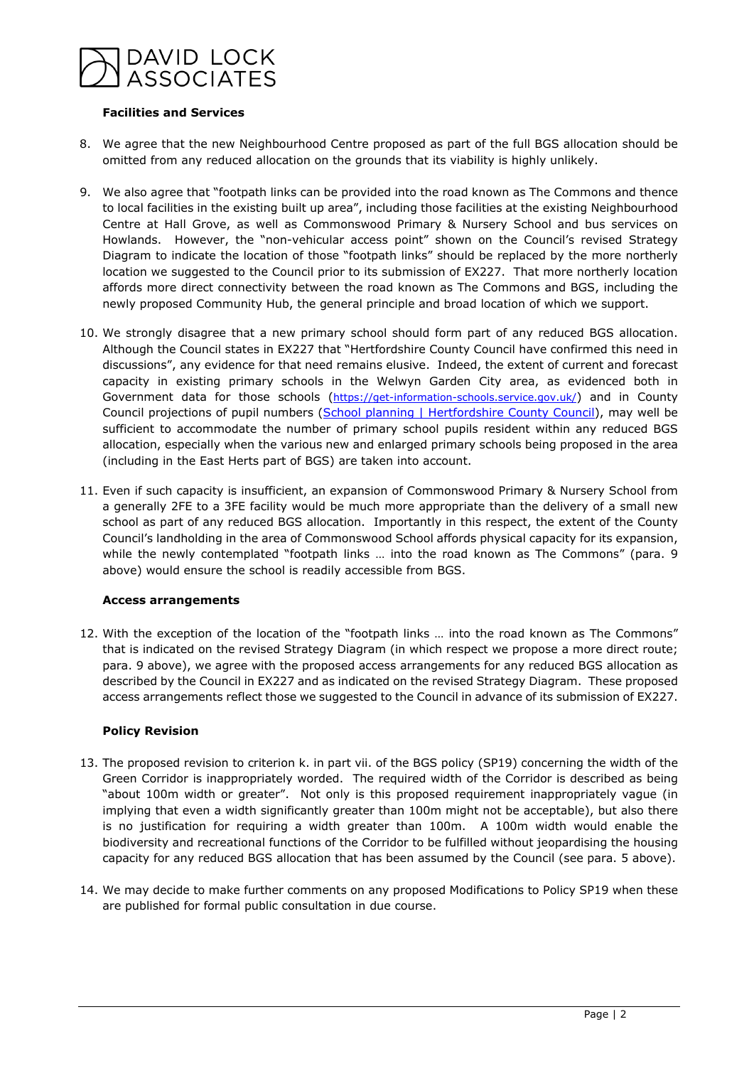**Facilities and Services**

8. We agree that the new Neighbourhood Centre proposed as part of the full BGS allocation should be omitted from any reduced allocation on the grounds that its viability is highly unlikely.

9. We also agree that "footpath links can be provided into the road known as The Commons and thence to local facilities in the existing built up area", including those facilities at the existing Neighbourhood Centre at Hall Grove, as well as Commonswood Primary & Nursery School and bus services on Howlands. However, the "non-vehicular access point" shown on the Council's revised Strategy Diagram to indicate the location of those "footpath links" should be replaced by the more northerly location we suggested to the Council prior to its submission of EX227. That more northerly location affords more direct connectivity between the road known as The Commons and BGS, including the newly proposed Community Hub, the general principle and broad location of which we support.

10. We strongly disagree that a new primary school should form part of any reduced BGS allocation. Although the Council states in EX227 that "Hertfordshire County Council have confirmed this need in discussions", any evidence for that need remains elusive. Indeed, the extent of current and forecast capacity in existing primary schools in the Welwyn Garden City area, as evidenced both in Government data for those schools (https://get-information-schools.service.gov.uk/) and in County Council projections of pupil numbers (School planning | Hertfordshire County Council), may well be sufficient to accommodate the number of primary school pupils resident within any reduced BGS allocation, especially when the various new and enlarged primary schools being proposed in the area (including in the East Herts part of BGS) are taken into account.

11. Even if such capacity is insufficient, an expansion of Commonswood Primary & Nursery School from a generally 2FE to a 3FE facility would be much more appropriate than the delivery of a small new school as part of any reduced BGS allocation. Importantly in this respect, the extent of the County Council's landholding in the area of Commonswood School affords physical capacity for its expansion, while the newly contemplated "footpath links … into the road known as The Commons" (para. 9 above) would ensure the school is readily accessible from BGS.

**Access arrangements**

12. With the exception of the location of the "footpath links … into the road known as The Commons" that is indicated on the revised Strategy Diagram (in which respect we propose a more direct route; para. 9 above), we agree with the proposed access arrangements for any reduced BGS allocation as described by the Council in EX227 and as indicated on the revised Strategy Diagram. These proposed access arrangements reflect those we suggested to the Council in advance of its submission of EX227.

**Policy Revision**

13. The proposed revision to criterion k. in part vii. of the BGS policy (SP19) concerning the width of the Green Corridor is inappropriately worded. The required width of the Corridor is described as being "about 100m width or greater". Not only is this proposed requirement inappropriately vague (in implying that even a width significantly greater than 100m might not be acceptable), but also there is no justification for requiring a width greater than 100m. A 100m width would enable the biodiversity and recreational functions of the Corridor to be fulfilled without jeopardising the housing capacity for any reduced BGS allocation that has been assumed by the Council (see para. 5 above).

14. We may decide to make further comments on any proposed Modifications to Policy SP19 when these are published for formal public consultation in due course.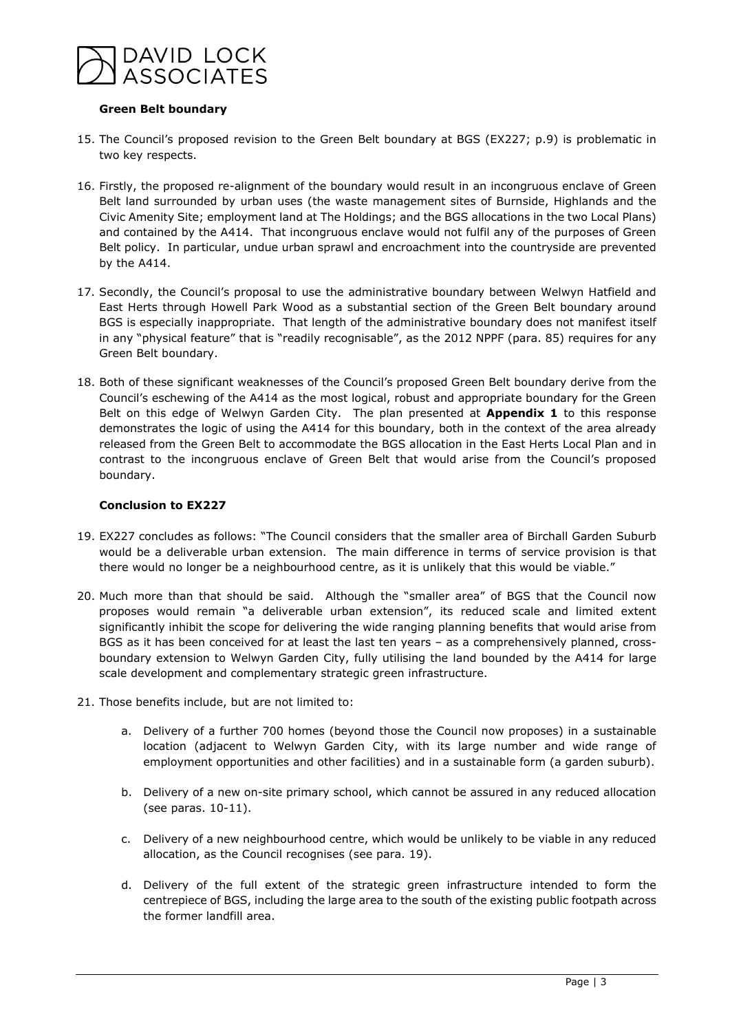### Green Belt boundary

15. The Council's proposed revision to the Green Belt boundary at BGS (EX227; p.9) is problematic in two key respects.

16. Firstly, the proposed re-alignment of the boundary would result in an incongruous enclave of Green Belt land surrounded by urban uses (the waste management sites of Burnside, Highlands and the Civic Amenity Site; employment land at The Holdings; and the BGS allocations in the two Local Plans) and contained by the A414. That incongruous enclave would not fulfil any of the purposes of Green Belt policy. In particular, undue urban sprawl and encroachment into the countryside are prevented by the A414.

17. Secondly, the Council's proposal to use the administrative boundary between Welwyn Hatfield and East Herts through Howell Park Wood as a substantial section of the Green Belt boundary around BGS is especially inappropriate. That length of the administrative boundary does not manifest itself in any "physical feature" that is "readily recognisable", as the 2012 NPPF (para. 85) requires for any Green Belt boundary.

18. Both of these significant weaknesses of the Council's proposed Green Belt boundary derive from the Council's eschewing of the A414 as the most logical, robust and appropriate boundary for the Green Belt on this edge of Welwyn Garden City. The plan presented at **Appendix 1** to this response demonstrates the logic of using the A414 for this boundary, both in the context of the area already released from the Green Belt to accommodate the BGS allocation in the East Herts Local Plan and in contrast to the incongruous enclave of Green Belt that would arise from the Council's proposed boundary.

### Conclusion to EX227

19. EX227 concludes as follows: "The Council considers that the smaller area of Birchall Garden Suburb would be a deliverable urban extension. The main difference in terms of service provision is that there would no longer be a neighbourhood centre, as it is unlikely that this would be viable."

20. Much more than that should be said. Although the "smaller area" of BGS that the Council now proposes would remain "a deliverable urban extension", its reduced scale and limited extent significantly inhibit the scope for delivering the wide ranging planning benefits that would arise from BGS as it has been conceived for at least the last ten years – as a comprehensively planned, cross-boundary extension to Welwyn Garden City, fully utilising the land bounded by the A414 for large scale development and complementary strategic green infrastructure.

21. Those benefits include, but are not limited to:

    a. Delivery of a further 700 homes (beyond those the Council now proposes) in a sustainable location (adjacent to Welwyn Garden City, with its large number and wide range of employment opportunities and other facilities) and in a sustainable form (a garden suburb).

    b. Delivery of a new on-site primary school, which cannot be assured in any reduced allocation (see paras. 10-11).

    c. Delivery of a new neighbourhood centre, which would be unlikely to be viable in any reduced allocation, as the Council recognises (see para. 19).

    d. Delivery of the full extent of the strategic green infrastructure intended to form the centrepiece of BGS, including the large area to the south of the existing public footpath across the former landfill area.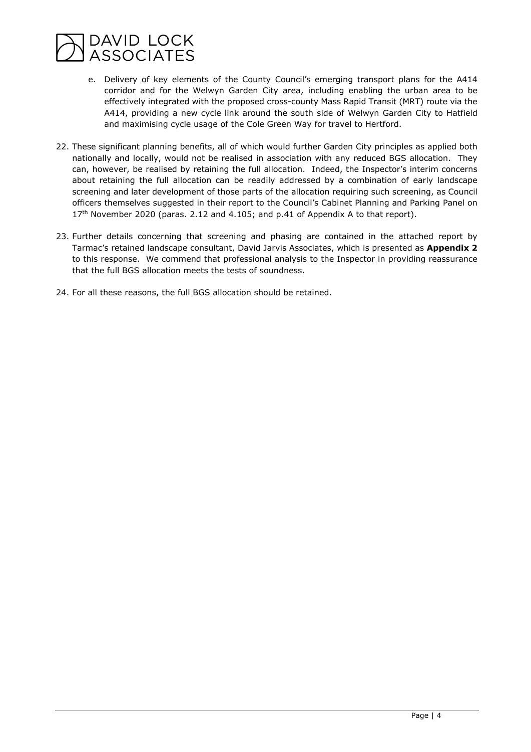e. Delivery of key elements of the County Council's emerging transport plans for the A414 corridor and for the Welwyn Garden City area, including enabling the urban area to be effectively integrated with the proposed cross-county Mass Rapid Transit (MRT) route via the A414, providing a new cycle link around the south side of Welwyn Garden City to Hatfield and maximising cycle usage of the Cole Green Way for travel to Hertford.

22. These significant planning benefits, all of which would further Garden City principles as applied both nationally and locally, would not be realised in association with any reduced BGS allocation. They can, however, be realised by retaining the full allocation. Indeed, the Inspector's interim concerns about retaining the full allocation can be readily addressed by a combination of early landscape screening and later development of those parts of the allocation requiring such screening, as Council officers themselves suggested in their report to the Council's Cabinet Planning and Parking Panel on 17th November 2020 (paras. 2.12 and 4.105; and p.41 of Appendix A to that report).

23. Further details concerning that screening and phasing are contained in the attached report by Tarmac's retained landscape consultant, David Jarvis Associates, which is presented as **Appendix 2** to this response. We commend that professional analysis to the Inspector in providing reassurance that the full BGS allocation meets the tests of soundness.

24. For all these reasons, the full BGS allocation should be retained.